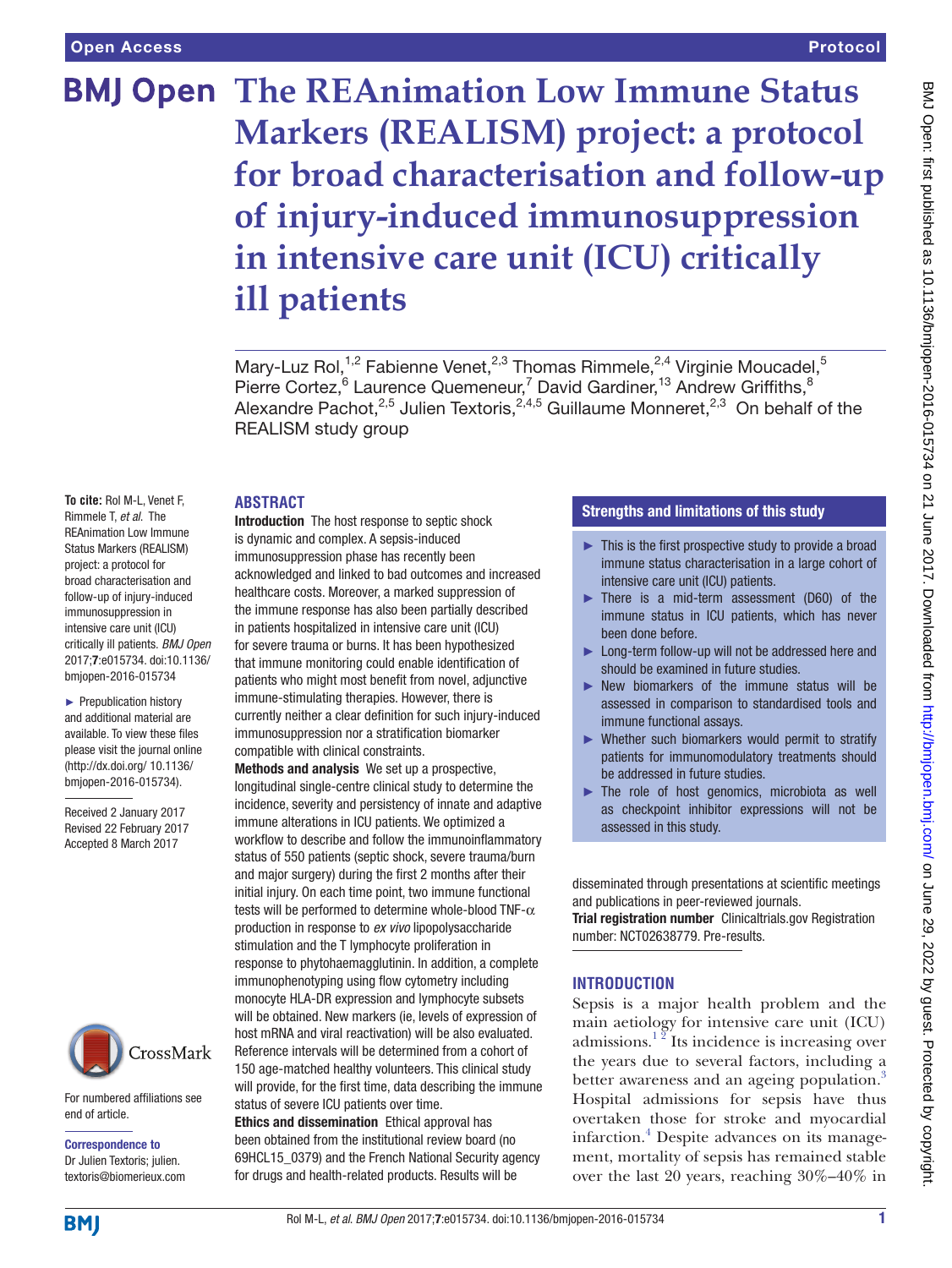Open Access

Protocol

# The REAnimation Low Immune Status Markers (REALISM) project: a protocol for broad characterisation and follow-up of injury-induced immunosuppression in intensive care unit (ICU) critically ill patients

Mary-Luz Rol,[1,2] Fabienne Venet,[2,3] Thomas Rimmele,[2,4] Virginie Moucadel,[5] Pierre Cortez,[6] Laurence Quemeneur,[7] David Gardiner,[13] Andrew Griffiths,[8] Alexandre Pachot,[2,5] Julien Textoris,[2,4,5] Guillaume Monneret,[2,3] On behalf of the REALISM study group

To cite: Rol M-L, Venet F, Rimmele T, *et al*. The REAnimation Low Immune Status Markers (REALISM) project: a protocol for broad characterisation and follow-up of injury-induced immunosuppression in intensive care unit (ICU) critically ill patients. *BMJ Open* 2017;**7**:e015734. doi:10.1136/bmjopen-2016-015734

► Prepublication history and additional material are available. To view these files please visit the journal online (http://dx.doi.org/ 10.1136/bmjopen-2016-015734).

Received 2 January 2017
Revised 22 February 2017
Accepted 8 March 2017

For numbered affiliations see end of article.

**Correspondence to**
Dr Julien Textoris; julien.textoris@biomerieux.com

## ABSTRACT

**Introduction** The host response to septic shock is dynamic and complex. A sepsis-induced immunosuppression phase has recently been acknowledged and linked to bad outcomes and increased healthcare costs. Moreover, a marked suppression of the immune response has also been partially described in patients hospitalized in intensive care unit (ICU) for severe trauma or burns. It has been hypothesized that immune monitoring could enable identification of patients who might most benefit from novel, adjunctive immune-stimulating therapies. However, there is currently neither a clear definition for such injury-induced immunosuppression nor a stratification biomarker compatible with clinical constraints.

**Methods and analysis** We set up a prospective, longitudinal single-centre clinical study to determine the incidence, severity and persistency of innate and adaptive immune alterations in ICU patients. We optimized a workflow to describe and follow the immunoinflammatory status of 550 patients (septic shock, severe trauma/burn and major surgery) during the first 2 months after their initial injury. On each time point, two immune functional tests will be performed to determine whole-blood TNF-$\alpha$ production in response to *ex vivo* lipopolysaccharide stimulation and the T lymphocyte proliferation in response to phytohaemagglutinin. In addition, a complete immunophenotyping using flow cytometry including monocyte HLA-DR expression and lymphocyte subsets will be obtained. New markers (ie, levels of expression of host mRNA and viral reactivation) will be also evaluated. Reference intervals will be determined from a cohort of 150 age-matched healthy volunteers. This clinical study will provide, for the first time, data describing the immune status of severe ICU patients over time.

**Ethics and dissemination** Ethical approval has been obtained from the institutional review board (no 69HCL15_0379) and the French National Security agency for drugs and health-related products. Results will be disseminated through presentations at scientific meetings and publications in peer-reviewed journals.

**Trial registration number** Clinicaltrials.gov Registration number: NCT02638779. Pre-results.

## Strengths and limitations of this study

- ► This is the first prospective study to provide a broad immune status characterisation in a large cohort of intensive care unit (ICU) patients.
- ► There is a mid-term assessment (D60) of the immune status in ICU patients, which has never been done before.
- ► Long-term follow-up will not be addressed here and should be examined in future studies.
- ► New biomarkers of the immune status will be assessed in comparison to standardised tools and immune functional assays.
- ► Whether such biomarkers would permit to stratify patients for immunomodulatory treatments should be addressed in future studies.
- ► The role of host genomics, microbiota as well as checkpoint inhibitor expressions will not be assessed in this study.

## INTRODUCTION

Sepsis is a major health problem and the main aetiology for intensive care unit (ICU) admissions.[1,2] Its incidence is increasing over the years due to several factors, including a better awareness and an ageing population.[3] Hospital admissions for sepsis have thus overtaken those for stroke and myocardial infarction.[4] Despite advances on its management, mortality of sepsis has remained stable over the last 20 years, reaching 30%–40% in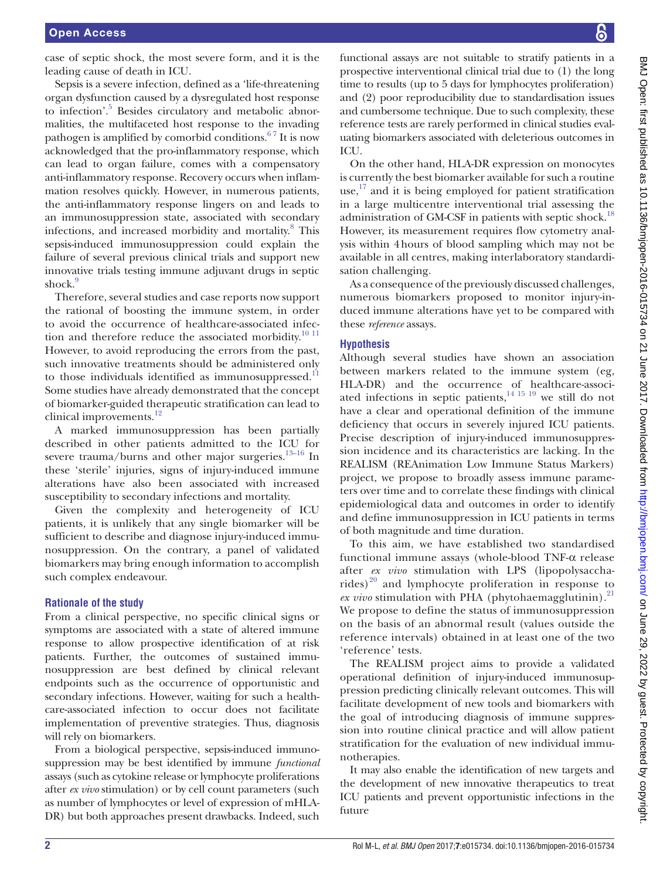case of septic shock, the most severe form, and it is the leading cause of death in ICU.

Sepsis is a severe infection, defined as a 'life-threatening organ dysfunction caused by a dysregulated host response to infection'.[5] Besides circulatory and metabolic abnormalities, the multifaceted host response to the invading pathogen is amplified by comorbid conditions.[6 7] It is now acknowledged that the pro-inflammatory response, which can lead to organ failure, comes with a compensatory anti-inflammatory response. Recovery occurs when inflammation resolves quickly. However, in numerous patients, the anti-inflammatory response lingers on and leads to an immunosuppression state, associated with secondary infections, and increased morbidity and mortality.[8] This sepsis-induced immunosuppression could explain the failure of several previous clinical trials and support new innovative trials testing immune adjuvant drugs in septic shock.[9]

Therefore, several studies and case reports now support the rational of boosting the immune system, in order to avoid the occurrence of healthcare-associated infection and therefore reduce the associated morbidity.[10 11] However, to avoid reproducing the errors from the past, such innovative treatments should be administered only to those individuals identified as immunosuppressed.[11] Some studies have already demonstrated that the concept of biomarker-guided therapeutic stratification can lead to clinical improvements.[12]

A marked immunosuppression has been partially described in other patients admitted to the ICU for severe trauma/burns and other major surgeries.[13–16] In these 'sterile' injuries, signs of injury-induced immune alterations have also been associated with increased susceptibility to secondary infections and mortality.

Given the complexity and heterogeneity of ICU patients, it is unlikely that any single biomarker will be sufficient to describe and diagnose injury-induced immunosuppression. On the contrary, a panel of validated biomarkers may bring enough information to accomplish such complex endeavour.

### Rationale of the study

From a clinical perspective, no specific clinical signs or symptoms are associated with a state of altered immune response to allow prospective identification of at risk patients. Further, the outcomes of sustained immunosuppression are best defined by clinical relevant endpoints such as the occurrence of opportunistic and secondary infections. However, waiting for such a healthcare-associated infection to occur does not facilitate implementation of preventive strategies. Thus, diagnosis will rely on biomarkers.

From a biological perspective, sepsis-induced immunosuppression may be best identified by immune *functional* assays (such as cytokine release or lymphocyte proliferations after *ex vivo* stimulation) or by cell count parameters (such as number of lymphocytes or level of expression of mHLA-DR) but both approaches present drawbacks. Indeed, such functional assays are not suitable to stratify patients in a prospective interventional clinical trial due to (1) the long time to results (up to 5 days for lymphocytes proliferation) and (2) poor reproducibility due to standardisation issues and cumbersome technique. Due to such complexity, these reference tests are rarely performed in clinical studies evaluating biomarkers associated with deleterious outcomes in ICU.

On the other hand, HLA-DR expression on monocytes is currently the best biomarker available for such a routine use,[17] and it is being employed for patient stratification in a large multicentre interventional trial assessing the administration of GM-CSF in patients with septic shock.[18] However, its measurement requires flow cytometry analysis within 4 hours of blood sampling which may not be available in all centres, making interlaboratory standardisation challenging.

As a consequence of the previously discussed challenges, numerous biomarkers proposed to monitor injury-induced immune alterations have yet to be compared with these *reference* assays.

### Hypothesis

Although several studies have shown an association between markers related to the immune system (eg, HLA-DR) and the occurrence of healthcare-associated infections in septic patients,[14 15 19] we still do not have a clear and operational definition of the immune deficiency that occurs in severely injured ICU patients. Precise description of injury-induced immunosuppression incidence and its characteristics are lacking. In the REALISM (REAnimation Low Immune Status Markers) project, we propose to broadly assess immune parameters over time and to correlate these findings with clinical epidemiological data and outcomes in order to identify and define immunosuppression in ICU patients in terms of both magnitude and time duration.

To this aim, we have established two standardised functional immune assays (whole-blood TNF-α release after *ex vivo* stimulation with LPS (lipopolysaccharides)[20] and lymphocyte proliferation in response to *ex vivo* stimulation with PHA (phytohaemagglutinin).[21] We propose to define the status of immunosuppression on the basis of an abnormal result (values outside the reference intervals) obtained in at least one of the two 'reference' tests.

The REALISM project aims to provide a validated operational definition of injury-induced immunosuppression predicting clinically relevant outcomes. This will facilitate development of new tools and biomarkers with the goal of introducing diagnosis of immune suppression into routine clinical practice and will allow patient stratification for the evaluation of new individual immunotherapies.

It may also enable the identification of new targets and the development of new innovative therapeutics to treat ICU patients and prevent opportunistic infections in the future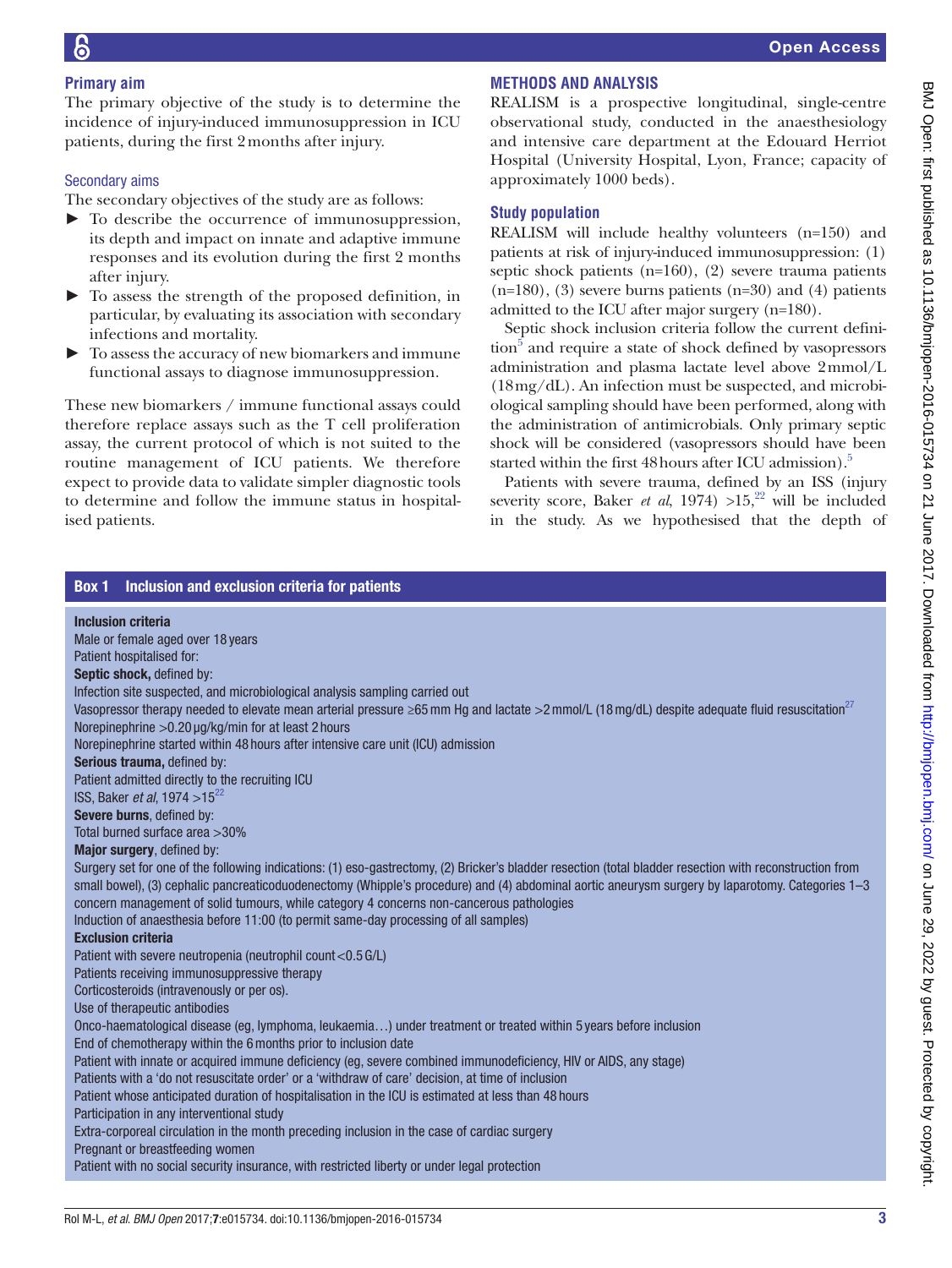## Primary aim

The primary objective of the study is to determine the incidence of injury-induced immunosuppression in ICU patients, during the first 2 months after injury.

### Secondary aims

The secondary objectives of the study are as follows:

- To describe the occurrence of immunosuppression, its depth and impact on innate and adaptive immune responses and its evolution during the first 2 months after injury.
- To assess the strength of the proposed definition, in particular, by evaluating its association with secondary infections and mortality.
- To assess the accuracy of new biomarkers and immune functional assays to diagnose immunosuppression.

These new biomarkers / immune functional assays could therefore replace assays such as the T cell proliferation assay, the current protocol of which is not suited to the routine management of ICU patients. We therefore expect to provide data to validate simpler diagnostic tools to determine and follow the immune status in hospitalised patients.

## METHODS AND ANALYSIS

REALISM is a prospective longitudinal, single-centre observational study, conducted in the anaesthesiology and intensive care department at the Edouard Herriot Hospital (University Hospital, Lyon, France; capacity of approximately 1000 beds).

### Study population

REALISM will include healthy volunteers (n=150) and patients at risk of injury-induced immunosuppression: (1) septic shock patients (n=160), (2) severe trauma patients (n=180), (3) severe burns patients (n=30) and (4) patients admitted to the ICU after major surgery (n=180).

Septic shock inclusion criteria follow the current definition[5] and require a state of shock defined by vasopressors administration and plasma lactate level above 2 mmol/L (18 mg/dL). An infection must be suspected, and microbiological sampling should have been performed, along with the administration of antimicrobials. Only primary septic shock will be considered (vasopressors should have been started within the first 48 hours after ICU admission).[5]

Patients with severe trauma, defined by an ISS (injury severity score, Baker *et al*, 1974) >15,[22] will be included in the study. As we hypothesised that the depth of

**Box 1 Inclusion and exclusion criteria for patients**

**Inclusion criteria**

Male or female aged over 18 years

Patient hospitalised for:

**Septic shock,** defined by:

Infection site suspected, and microbiological analysis sampling carried out

Vasopressor therapy needed to elevate mean arterial pressure ≥65 mm Hg and lactate >2 mmol/L (18 mg/dL) despite adequate fluid resuscitation[27]

Norepinephrine >0.20 µg/kg/min for at least 2 hours

Norepinephrine started within 48 hours after intensive care unit (ICU) admission

**Serious trauma,** defined by:

Patient admitted directly to the recruiting ICU

ISS, Baker *et al*, 1974 >15[22]

**Severe burns**, defined by:

Total burned surface area >30%

**Major surgery**, defined by:

Surgery set for one of the following indications: (1) eso-gastrectomy, (2) Bricker's bladder resection (total bladder resection with reconstruction from small bowel), (3) cephalic pancreaticoduodenectomy (Whipple's procedure) and (4) abdominal aortic aneurysm surgery by laparotomy. Categories 1–3 concern management of solid tumours, while category 4 concerns non-cancerous pathologies

Induction of anaesthesia before 11:00 (to permit same-day processing of all samples)

**Exclusion criteria**

Patient with severe neutropenia (neutrophil count <0.5 G/L)

Patients receiving immunosuppressive therapy

Corticosteroids (intravenously or per os).

Use of therapeutic antibodies

Onco-haematological disease (eg, lymphoma, leukaemia…) under treatment or treated within 5 years before inclusion

End of chemotherapy within the 6 months prior to inclusion date

Patient with innate or acquired immune deficiency (eg, severe combined immunodeficiency, HIV or AIDS, any stage)

Patients with a 'do not resuscitate order' or a 'withdraw of care' decision, at time of inclusion

Patient whose anticipated duration of hospitalisation in the ICU is estimated at less than 48 hours

Participation in any interventional study

Extra-corporeal circulation in the month preceding inclusion in the case of cardiac surgery

Pregnant or breastfeeding women

Patient with no social security insurance, with restricted liberty or under legal protection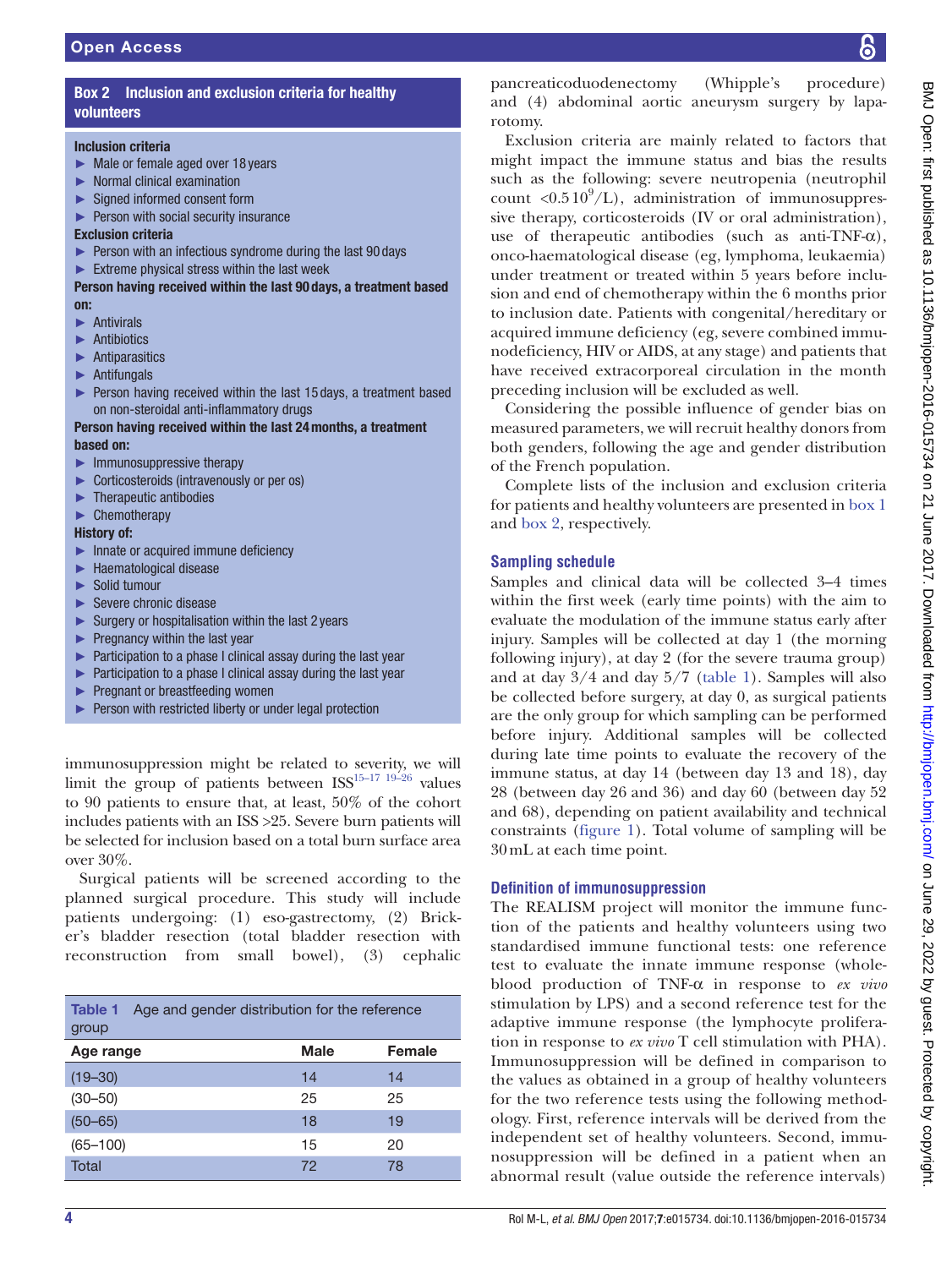### Box 2 Inclusion and exclusion criteria for healthy volunteers

**Inclusion criteria**

- Male or female aged over 18 years
- Normal clinical examination
- Signed informed consent form
- Person with social security insurance

**Exclusion criteria**

- Person with an infectious syndrome during the last 90 days
- Extreme physical stress within the last week

**Person having received within the last 90 days, a treatment based on:**

- Antivirals
- Antibiotics
- Antiparasitics
- Antifungals
- Person having received within the last 15 days, a treatment based on non-steroidal anti-inflammatory drugs

**Person having received within the last 24 months, a treatment based on:**

- Immunosuppressive therapy
- Corticosteroids (intravenously or per os)
- Therapeutic antibodies
- Chemotherapy

**History of:**

- Innate or acquired immune deficiency
- Haematological disease
- Solid tumour
- Severe chronic disease
- Surgery or hospitalisation within the last 2 years
- Pregnancy within the last year
- Participation to a phase I clinical assay during the last year
- Participation to a phase I clinical assay during the last year
- Pregnant or breastfeeding women
- Person with restricted liberty or under legal protection

immunosuppression might be related to severity, we will limit the group of patients between ISS[15–17 19–26] values to 90 patients to ensure that, at least, 50% of the cohort includes patients with an ISS >25. Severe burn patients will be selected for inclusion based on a total burn surface area over 30%.

Surgical patients will be screened according to the planned surgical procedure. This study will include patients undergoing: (1) eso-gastrectomy, (2) Bricker's bladder resection (total bladder resection with reconstruction from small bowel), (3) cephalic pancreaticoduodenectomy (Whipple's procedure) and (4) abdominal aortic aneurysm surgery by laparotomy.

**Table 1** Age and gender distribution for the reference group

| Age range | Male | Female |
|---|---|---|
| (19–30) | 14 | 14 |
| (30–50) | 25 | 25 |
| (50–65) | 18 | 19 |
| (65–100) | 15 | 20 |
| Total | 72 | 78 |

Exclusion criteria are mainly related to factors that might impact the immune status and bias the results such as the following: severe neutropenia (neutrophil count $<0.5\,10^9$/L), administration of immunosuppressive therapy, corticosteroids (IV or oral administration), use of therapeutic antibodies (such as anti-TNF-α), onco-haematological disease (eg, lymphoma, leukaemia) under treatment or treated within 5 years before inclusion and end of chemotherapy within the 6 months prior to inclusion date. Patients with congenital/hereditary or acquired immune deficiency (eg, severe combined immunodeficiency, HIV or AIDS, at any stage) and patients that have received extracorporeal circulation in the month preceding inclusion will be excluded as well.

Considering the possible influence of gender bias on measured parameters, we will recruit healthy donors from both genders, following the age and gender distribution of the French population.

Complete lists of the inclusion and exclusion criteria for patients and healthy volunteers are presented in box 1 and box 2, respectively.

### Sampling schedule

Samples and clinical data will be collected 3–4 times within the first week (early time points) with the aim to evaluate the modulation of the immune status early after injury. Samples will be collected at day 1 (the morning following injury), at day 2 (for the severe trauma group) and at day 3/4 and day 5/7 (table 1). Samples will also be collected before surgery, at day 0, as surgical patients are the only group for which sampling can be performed before injury. Additional samples will be collected during late time points to evaluate the recovery of the immune status, at day 14 (between day 13 and 18), day 28 (between day 26 and 36) and day 60 (between day 52 and 68), depending on patient availability and technical constraints (figure 1). Total volume of sampling will be 30 mL at each time point.

### Definition of immunosuppression

The REALISM project will monitor the immune function of the patients and healthy volunteers using two standardised immune functional tests: one reference test to evaluate the innate immune response (whole-blood production of TNF-α in response to *ex vivo* stimulation by LPS) and a second reference test for the adaptive immune response (the lymphocyte proliferation in response to *ex vivo* T cell stimulation with PHA). Immunosuppression will be defined in comparison to the values as obtained in a group of healthy volunteers for the two reference tests using the following methodology. First, reference intervals will be derived from the independent set of healthy volunteers. Second, immunosuppression will be defined in a patient when an abnormal result (value outside the reference intervals)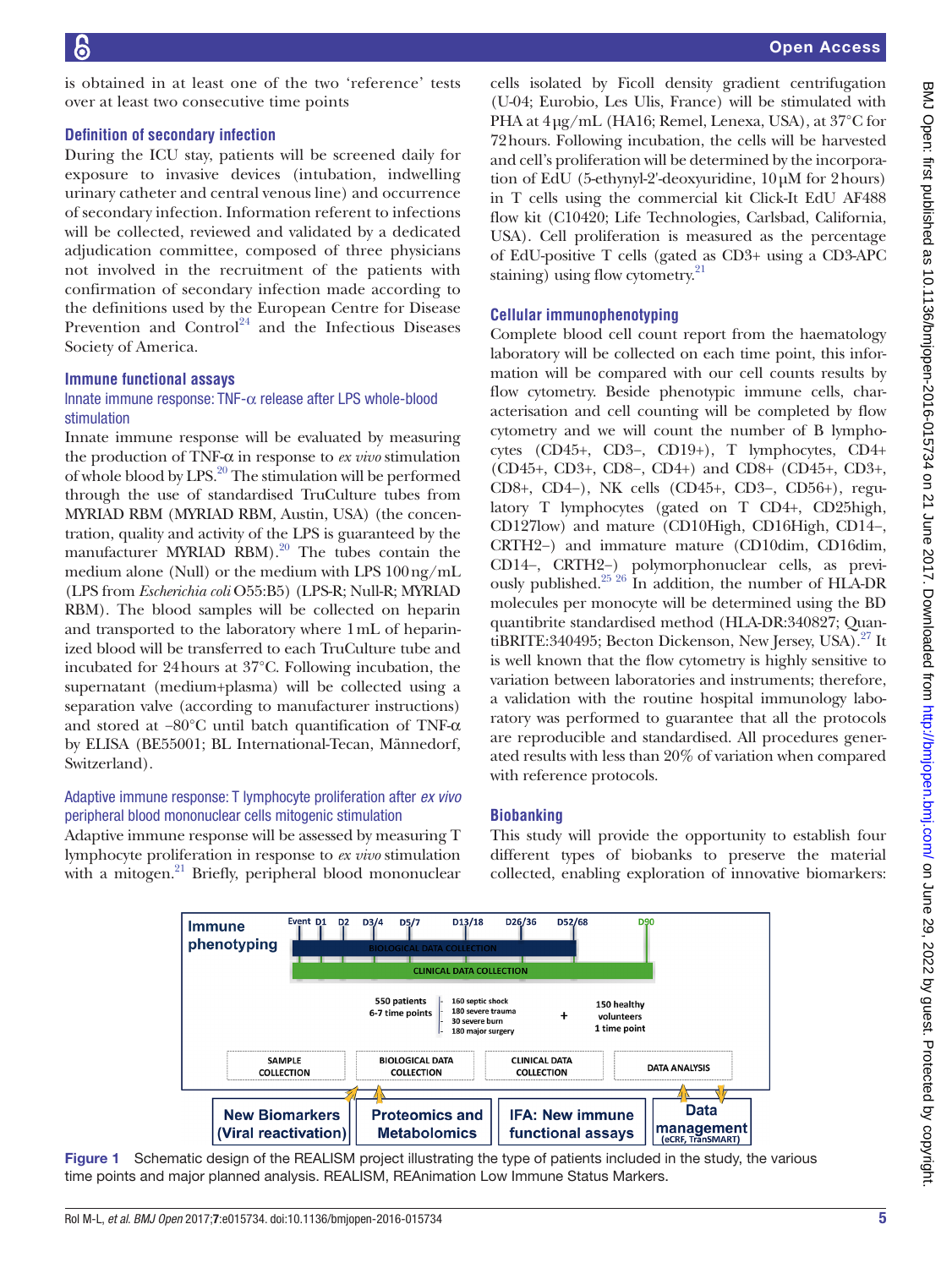is obtained in at least one of the two 'reference' tests over at least two consecutive time points

### Definition of secondary infection

During the ICU stay, patients will be screened daily for exposure to invasive devices (intubation, indwelling urinary catheter and central venous line) and occurrence of secondary infection. Information referent to infections will be collected, reviewed and validated by a dedicated adjudication committee, composed of three physicians not involved in the recruitment of the patients with confirmation of secondary infection made according to the definitions used by the European Centre for Disease Prevention and Control[24] and the Infectious Diseases Society of America.

### Immune functional assays

#### Innate immune response: TNF-α release after LPS whole-blood stimulation

Innate immune response will be evaluated by measuring the production of TNF-α in response to *ex vivo* stimulation of whole blood by LPS.[20] The stimulation will be performed through the use of standardised TruCulture tubes from MYRIAD RBM (MYRIAD RBM, Austin, USA) (the concentration, quality and activity of the LPS is guaranteed by the manufacturer MYRIAD RBM).[20] The tubes contain the medium alone (Null) or the medium with LPS 100 ng/mL (LPS from *Escherichia coli* O55:B5) (LPS-R; Null-R; MYRIAD RBM). The blood samples will be collected on heparin and transported to the laboratory where 1 mL of heparinized blood will be transferred to each TruCulture tube and incubated for 24 hours at 37°C. Following incubation, the supernatant (medium+plasma) will be collected using a separation valve (according to manufacturer instructions) and stored at −80°C until batch quantification of TNF-α by ELISA (BE55001; BL International-Tecan, Männedorf, Switzerland).

#### Adaptive immune response: T lymphocyte proliferation after *ex vivo* peripheral blood mononuclear cells mitogenic stimulation

Adaptive immune response will be assessed by measuring T lymphocyte proliferation in response to *ex vivo* stimulation with a mitogen.[21] Briefly, peripheral blood mononuclear cells isolated by Ficoll density gradient centrifugation (U-04; Eurobio, Les Ulis, France) will be stimulated with PHA at 4 µg/mL (HA16; Remel, Lenexa, USA), at 37°C for 72 hours. Following incubation, the cells will be harvested and cell's proliferation will be determined by the incorporation of EdU (5-ethynyl-2'-deoxyuridine, 10 µM for 2 hours) in T cells using the commercial kit Click-It EdU AF488 flow kit (C10420; Life Technologies, Carlsbad, California, USA). Cell proliferation is measured as the percentage of EdU-positive T cells (gated as CD3+ using a CD3-APC staining) using flow cytometry.[21]

### Cellular immunophenotyping

Complete blood cell count report from the haematology laboratory will be collected on each time point, this information will be compared with our cell counts results by flow cytometry. Beside phenotypic immune cells, characterisation and cell counting will be completed by flow cytometry and we will count the number of B lymphocytes (CD45+, CD3−, CD19+), T lymphocytes, CD4+ (CD45+, CD3+, CD8−, CD4+) and CD8+ (CD45+, CD3+, CD8+, CD4−), NK cells (CD45+, CD3−, CD56+), regulatory T lymphocytes (gated on T CD4+, CD25high, CD127low) and mature (CD10High, CD16High, CD14−, CRTH2−) and immature mature (CD10dim, CD16dim, CD14−, CRTH2−) polymorphonuclear cells, as previously published.[25,26] In addition, the number of HLA-DR molecules per monocyte will be determined using the BD quantibrite standardised method (HLA-DR:340827; QuantiBRITE:340495; Becton Dickenson, New Jersey, USA).[27] It is well known that the flow cytometry is highly sensitive to variation between laboratories and instruments; therefore, a validation with the routine hospital immunology laboratory was performed to guarantee that all the protocols are reproducible and standardised. All procedures generated results with less than 20% of variation when compared with reference protocols.

### Biobanking

This study will provide the opportunity to establish four different types of biobanks to preserve the material collected, enabling exploration of innovative biomarkers:

Immune phenotyping

Event D1 D2 D3/4 D5/7 D13/18 D26/36 D52/68 D90

BIOLOGICAL DATA COLLECTION

CLINICAL DATA COLLECTION

550 patients
6-7 time points

- 160 septic shock
- 180 severe trauma
- 30 severe burn
- 180 major surgery

+

150 healthy volunteers
1 time point

SAMPLE COLLECTION

BIOLOGICAL DATA COLLECTION

CLINICAL DATA COLLECTION

DATA ANALYSIS

New Biomarkers (Viral reactivation)

Proteomics and Metabolomics

IFA: New immune functional assays

Data management (eCRF, TranSMART)

Figure 1 Schematic design of the REALISM project illustrating the type of patients included in the study, the various time points and major planned analysis. REALISM, REAnimation Low Immune Status Markers.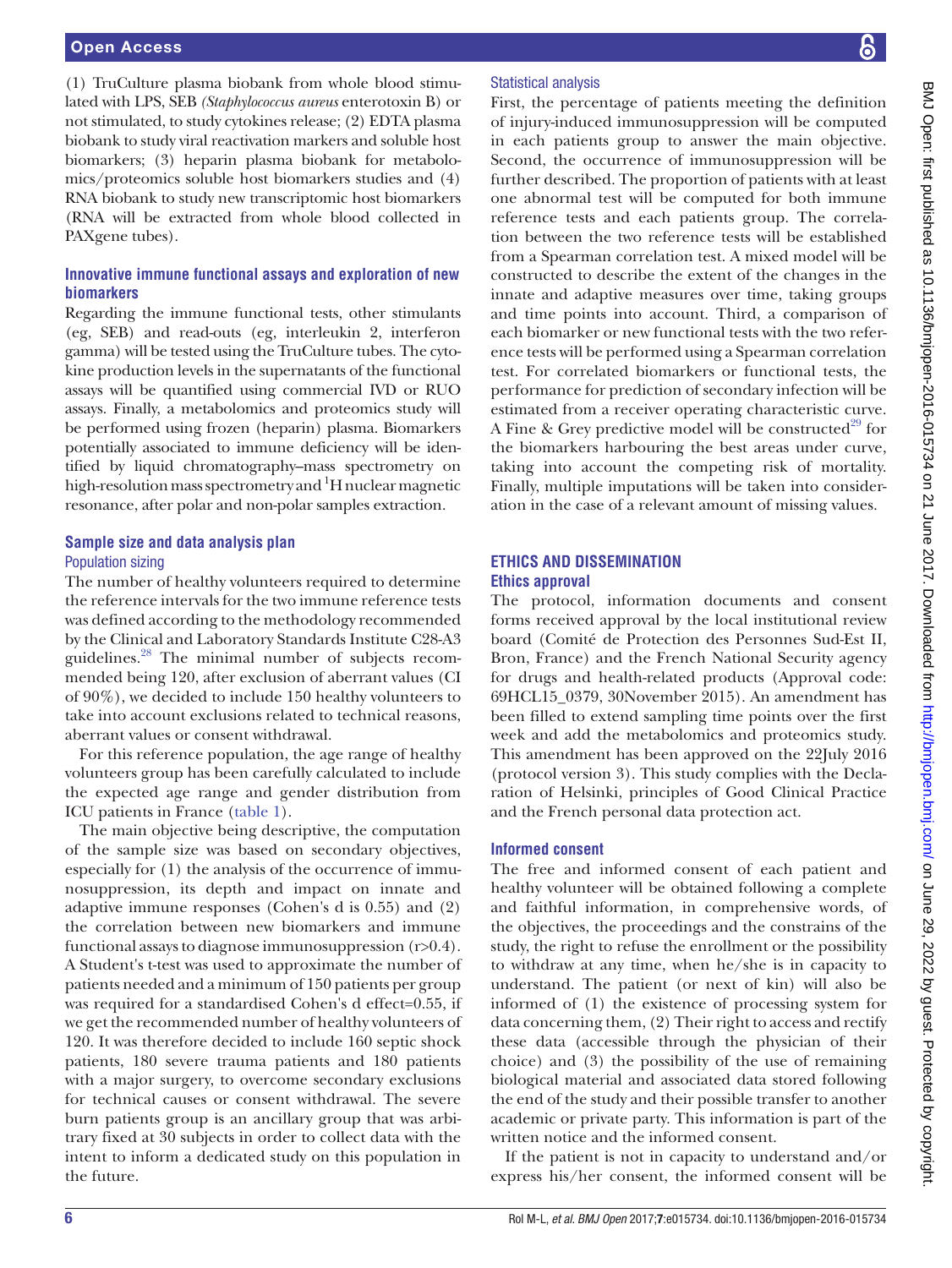(1) TruCulture plasma biobank from whole blood stimulated with LPS, SEB (*Staphylococcus aureus* enterotoxin B) or not stimulated, to study cytokines release; (2) EDTA plasma biobank to study viral reactivation markers and soluble host biomarkers; (3) heparin plasma biobank for metabolomics/proteomics soluble host biomarkers studies and (4) RNA biobank to study new transcriptomic host biomarkers (RNA will be extracted from whole blood collected in PAXgene tubes).

### Innovative immune functional assays and exploration of new biomarkers

Regarding the immune functional tests, other stimulants (eg, SEB) and read-outs (eg, interleukin 2, interferon gamma) will be tested using the TruCulture tubes. The cytokine production levels in the supernatants of the functional assays will be quantified using commercial IVD or RUO assays. Finally, a metabolomics and proteomics study will be performed using frozen (heparin) plasma. Biomarkers potentially associated to immune deficiency will be identified by liquid chromatography–mass spectrometry on high-resolution mass spectrometry and $^{1}$H nuclear magnetic resonance, after polar and non-polar samples extraction.

### Sample size and data analysis plan

#### Population sizing

The number of healthy volunteers required to determine the reference intervals for the two immune reference tests was defined according to the methodology recommended by the Clinical and Laboratory Standards Institute C28-A3 guidelines.[28] The minimal number of subjects recommended being 120, after exclusion of aberrant values (CI of 90%), we decided to include 150 healthy volunteers to take into account exclusions related to technical reasons, aberrant values or consent withdrawal.

For this reference population, the age range of healthy volunteers group has been carefully calculated to include the expected age range and gender distribution from ICU patients in France (table 1).

The main objective being descriptive, the computation of the sample size was based on secondary objectives, especially for (1) the analysis of the occurrence of immunosuppression, its depth and impact on innate and adaptive immune responses (Cohen's d is 0.55) and (2) the correlation between new biomarkers and immune functional assays to diagnose immunosuppression (r>0.4). A Student's t-test was used to approximate the number of patients needed and a minimum of 150 patients per group was required for a standardised Cohen's d effect=0.55, if we get the recommended number of healthy volunteers of 120. It was therefore decided to include 160 septic shock patients, 180 severe trauma patients and 180 patients with a major surgery, to overcome secondary exclusions for technical causes or consent withdrawal. The severe burn patients group is an ancillary group that was arbitrary fixed at 30 subjects in order to collect data with the intent to inform a dedicated study on this population in the future.

#### Statistical analysis

First, the percentage of patients meeting the definition of injury-induced immunosuppression will be computed in each patients group to answer the main objective. Second, the occurrence of immunosuppression will be further described. The proportion of patients with at least one abnormal test will be computed for both immune reference tests and each patients group. The correlation between the two reference tests will be established from a Spearman correlation test. A mixed model will be constructed to describe the extent of the changes in the innate and adaptive measures over time, taking groups and time points into account. Third, a comparison of each biomarker or new functional tests with the two reference tests will be performed using a Spearman correlation test. For correlated biomarkers or functional tests, the performance for prediction of secondary infection will be estimated from a receiver operating characteristic curve. A Fine & Grey predictive model will be constructed[29] for the biomarkers harbouring the best areas under curve, taking into account the competing risk of mortality. Finally, multiple imputations will be taken into consideration in the case of a relevant amount of missing values.

## ETHICS AND DISSEMINATION

### Ethics approval

The protocol, information documents and consent forms received approval by the local institutional review board (Comité de Protection des Personnes Sud-Est II, Bron, France) and the French National Security agency for drugs and health-related products (Approval code: 69HCL15_0379, 30November 2015). An amendment has been filled to extend sampling time points over the first week and add the metabolomics and proteomics study. This amendment has been approved on the 22July 2016 (protocol version 3). This study complies with the Declaration of Helsinki, principles of Good Clinical Practice and the French personal data protection act.

### Informed consent

The free and informed consent of each patient and healthy volunteer will be obtained following a complete and faithful information, in comprehensive words, of the objectives, the proceedings and the constrains of the study, the right to refuse the enrollment or the possibility to withdraw at any time, when he/she is in capacity to understand. The patient (or next of kin) will also be informed of (1) the existence of processing system for data concerning them, (2) Their right to access and rectify these data (accessible through the physician of their choice) and (3) the possibility of the use of remaining biological material and associated data stored following the end of the study and their possible transfer to another academic or private party. This information is part of the written notice and the informed consent.

If the patient is not in capacity to understand and/or express his/her consent, the informed consent will be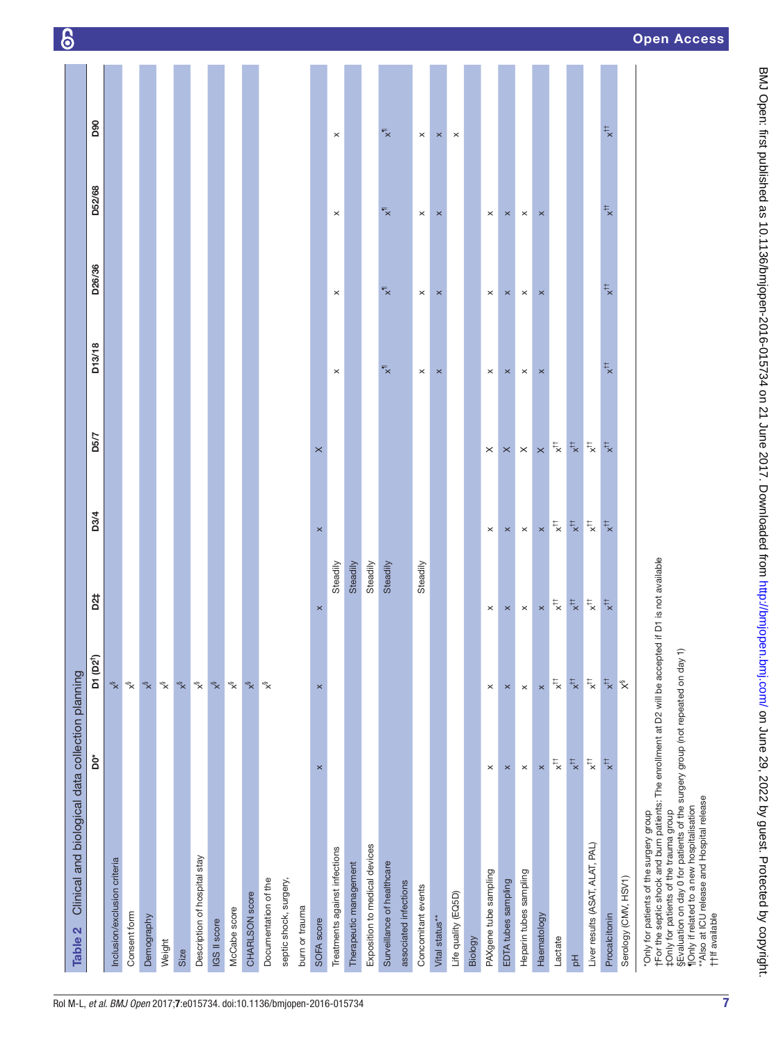**Table 2** Clinical and biological data collection planning

| | D0* | D1 (D2†) | D2‡ | D3/4 | D5/7 | D13/18 | D26/36 | D52/68 | D90 |
|---|---|---|---|---|---|---|---|---|---|
| Inclusion/exclusion criteria | | x§ | | | | | | | |
| Consent form | | x§ | | | | | | | |
| Demography | | x§ | | | | | | | |
| Weight | | x§ | | | | | | | |
| Size | | x§ | | | | | | | |
| Description of hospital stay | | x§ | | | | | | | |
| IGS II score | | x§ | | | | | | | |
| McCabe score | | x§ | | | | | | | |
| CHARLSON score | | x§ | | | | | | | |
| Documentation of the septic shock, surgery, burn or trauma | | x§ | | | | | | | |
| SOFA score | x | x | x | x | X | | | | |
| Treatments against infections | | | Steadily | | | x | x | x | x |
| Therapeutic management | | | Steadily | | | | | | |
| Exposition to medical devices | | | Steadily | | | | | | |
| Surveillance of healthcare associated infections | | | Steadily | | | x¶ | x¶ | x¶ | x¶ |
| Concomitant events | | | Steadily | | | x | x | x | x |
| Vital status** | | | | | | x | x | x | x |
| Life quality (EQ5D) | | | | | | | | | x |
| Biology | | | | | | | | | |
| PAXgene tube sampling | x | x | x | x | X | x | x | x | |
| EDTA tubes sampling | x | x | x | x | X | x | x | x | |
| Heparin tubes sampling | x | x | x | x | X | x | x | x | |
| Haematology | x | x | x | x | X | x | x | x | |
| Lactate | x†† | x†† | x†† | x†† | x†† | | | | |
| pH | x†† | x†† | x†† | x†† | x†† | | | | |
| Liver results (ASAT, ALAT, PAL) | x†† | x†† | x†† | x†† | x†† | | | | |
| Procalcitonin | x†† | x†† | x†† | x†† | x†† | x†† | x†† | x†† | x†† |
| Serology (CMV, HSV1) | | X§ | | | | | | | |

*Only for patients of the surgery group
†For the septic shock and burn patients: The enrollment at D2 will be accepted if D1 is not available
‡Only for patients of the trauma group
§Evaluation on day 0 for patients of the surgery group (not repeated on day 1)
¶Only if related to a new hospitalisation
**Also at ICU release and Hospital release
††If available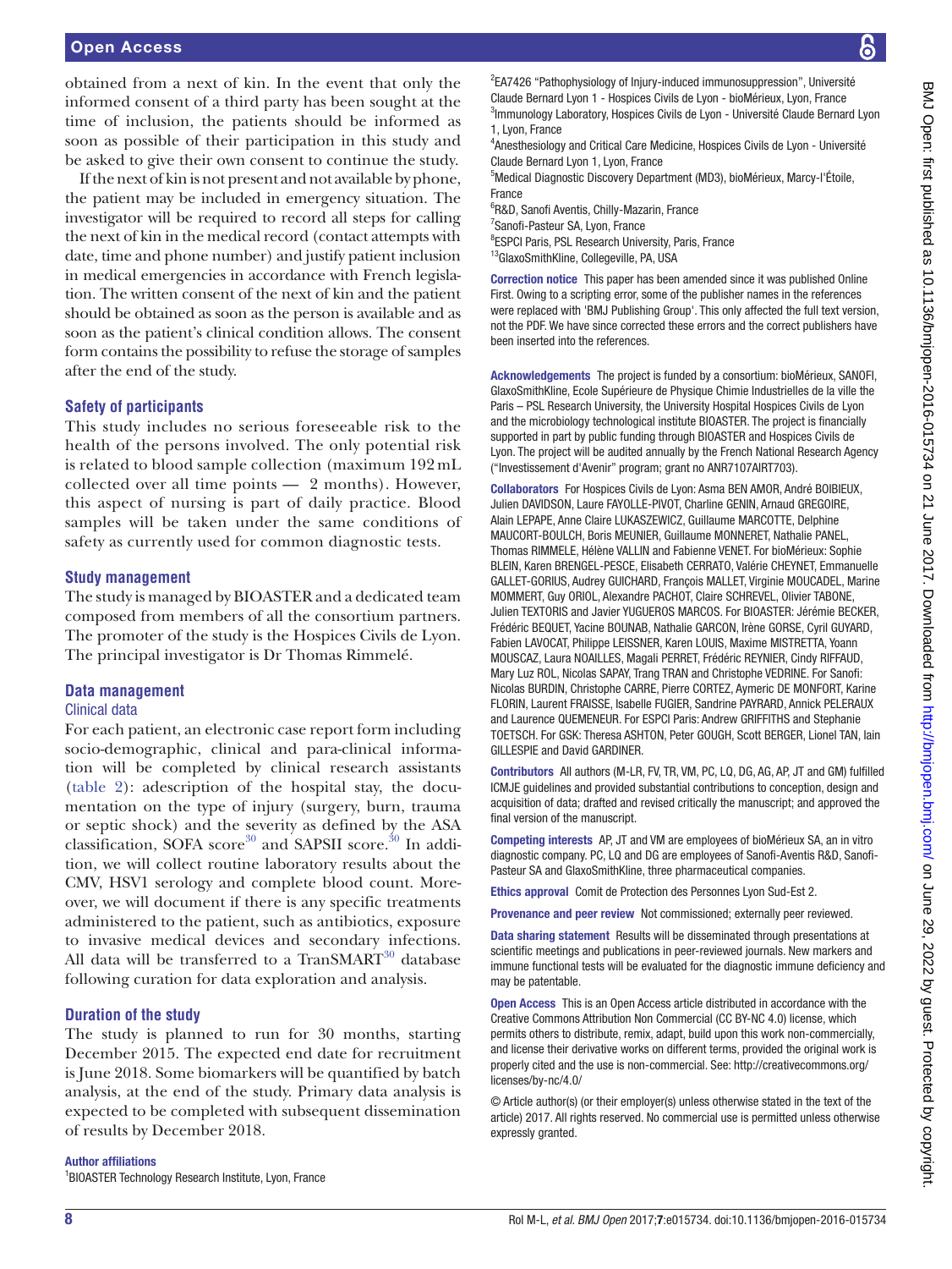obtained from a next of kin. In the event that only the informed consent of a third party has been sought at the time of inclusion, the patients should be informed as soon as possible of their participation in this study and be asked to give their own consent to continue the study.

If the next of kin is not present and not available by phone, the patient may be included in emergency situation. The investigator will be required to record all steps for calling the next of kin in the medical record (contact attempts with date, time and phone number) and justify patient inclusion in medical emergencies in accordance with French legislation. The written consent of the next of kin and the patient should be obtained as soon as the person is available and as soon as the patient's clinical condition allows. The consent form contains the possibility to refuse the storage of samples after the end of the study.

### Safety of participants

This study includes no serious foreseeable risk to the health of the persons involved. The only potential risk is related to blood sample collection (maximum 192 mL collected over all time points — 2 months). However, this aspect of nursing is part of daily practice. Blood samples will be taken under the same conditions of safety as currently used for common diagnostic tests.

### Study management

The study is managed by BIOASTER and a dedicated team composed from members of all the consortium partners. The promoter of the study is the Hospices Civils de Lyon. The principal investigator is Dr Thomas Rimmelé.

### Data management

#### Clinical data

For each patient, an electronic case report form including socio-demographic, clinical and para-clinical information will be completed by clinical research assistants (table 2): adescription of the hospital stay, the documentation on the type of injury (surgery, burn, trauma or septic shock) and the severity as defined by the ASA classification, SOFA score[30] and SAPSII score.[30] In addition, we will collect routine laboratory results about the CMV, HSV1 serology and complete blood count. Moreover, we will document if there is any specific treatments administered to the patient, such as antibiotics, exposure to invasive medical devices and secondary infections. All data will be transferred to a TranSMART[30] database following curation for data exploration and analysis.

### Duration of the study

The study is planned to run for 30 months, starting December 2015. The expected end date for recruitment is June 2018. Some biomarkers will be quantified by batch analysis, at the end of the study. Primary data analysis is expected to be completed with subsequent dissemination of results by December 2018.

**Author affiliations**

[1]BIOASTER Technology Research Institute, Lyon, France
[2]EA7426 "Pathophysiology of Injury-induced immunosuppression", Université Claude Bernard Lyon 1 - Hospices Civils de Lyon - bioMérieux, Lyon, France
[3]Immunology Laboratory, Hospices Civils de Lyon - Université Claude Bernard Lyon 1, Lyon, France
[4]Anesthesiology and Critical Care Medicine, Hospices Civils de Lyon - Université Claude Bernard Lyon 1, Lyon, France
[5]Medical Diagnostic Discovery Department (MD3), bioMérieux, Marcy-l'Étoile, France
[6]R&D, Sanofi Aventis, Chilly-Mazarin, France
[7]Sanofi-Pasteur SA, Lyon, France
[8]ESPCI Paris, PSL Research University, Paris, France
[13]GlaxoSmithKline, Collegeville, PA, USA

**Correction notice** This paper has been amended since it was published Online First. Owing to a scripting error, some of the publisher names in the references were replaced with 'BMJ Publishing Group'. This only affected the full text version, not the PDF. We have since corrected these errors and the correct publishers have been inserted into the references.

**Acknowledgements** The project is funded by a consortium: bioMérieux, SANOFI, GlaxoSmithKline, Ecole Supérieure de Physique Chimie Industrielles de la ville the Paris – PSL Research University, the University Hospital Hospices Civils de Lyon and the microbiology technological institute BIOASTER. The project is financially supported in part by public funding through BIOASTER and Hospices Civils de Lyon. The project will be audited annually by the French National Research Agency ("Investissement d'Avenir" program; grant no ANR7107AIRT703).

**Collaborators** For Hospices Civils de Lyon: Asma BEN AMOR, André BOIBIEUX, Julien DAVIDSON, Laure FAYOLLE-PIVOT, Charline GENIN, Arnaud GREGOIRE, Alain LEPAPE, Anne Claire LUKASZEWICZ, Guillaume MARCOTTE, Delphine MAUCORT-BOULCH, Boris MEUNIER, Guillaume MONNERET, Nathalie PANEL, Thomas RIMMELE, Hélène VALLIN and Fabienne VENET. For bioMérieux: Sophie BLEIN, Karen BRENGEL-PESCE, Elisabeth CERRATO, Valérie CHEYNET, Emmanuelle GALLET-GORIUS, Audrey GUICHARD, François MALLET, Virginie MOUCADEL, Marine MOMMERT, Guy ORIOL, Alexandre PACHOT, Claire SCHREVEL, Olivier TABONE, Julien TEXTORIS and Javier YUGUEROS MARCOS. For BIOASTER: Jérémie BECKER, Frédéric BEQUET, Yacine BOUNAB, Nathalie GARCON, Irène GORSE, Cyril GUYARD, Fabien LAVOCAT, Philippe LEISSNER, Karen LOUIS, Maxime MISTRETTA, Yoann MOUSCAZ, Laura NOAILLES, Magali PERRET, Frédéric REYNIER, Cindy RIFFAUD, Mary Luz ROL, Nicolas SAPAY, Trang TRAN and Christophe VEDRINE. For Sanofi: Nicolas BURDIN, Christophe CARRE, Pierre CORTEZ, Aymeric DE MONFORT, Karine FLORIN, Laurent FRAISSE, Isabelle FUGIER, Sandrine PAYRARD, Annick PELERAUX and Laurence QUEMENEUR. For ESPCI Paris: Andrew GRIFFITHS and Stephanie TOETSCH. For GSK: Theresa ASHTON, Peter GOUGH, Scott BERGER, Lionel TAN, Iain GILLESPIE and David GARDINER.

**Contributors** All authors (M-LR, FV, TR, VM, PC, LQ, DG, AG, AP, JT and GM) fulfilled ICMJE guidelines and provided substantial contributions to conception, design and acquisition of data; drafted and revised critically the manuscript; and approved the final version of the manuscript.

**Competing interests** AP, JT and VM are employees of bioMérieux SA, an in vitro diagnostic company. PC, LQ and DG are employees of Sanofi-Aventis R&D, Sanofi-Pasteur SA and GlaxoSmithKline, three pharmaceutical companies.

**Ethics approval** Comit de Protection des Personnes Lyon Sud-Est 2.

**Provenance and peer review** Not commissioned; externally peer reviewed.

**Data sharing statement** Results will be disseminated through presentations at scientific meetings and publications in peer-reviewed journals. New markers and immune functional tests will be evaluated for the diagnostic immune deficiency and may be patentable.

**Open Access** This is an Open Access article distributed in accordance with the Creative Commons Attribution Non Commercial (CC BY-NC 4.0) license, which permits others to distribute, remix, adapt, build upon this work non-commercially, and license their derivative works on different terms, provided the original work is properly cited and the use is non-commercial. See: http://creativecommons.org/licenses/by-nc/4.0/

© Article author(s) (or their employer(s) unless otherwise stated in the text of the article) 2017. All rights reserved. No commercial use is permitted unless otherwise expressly granted.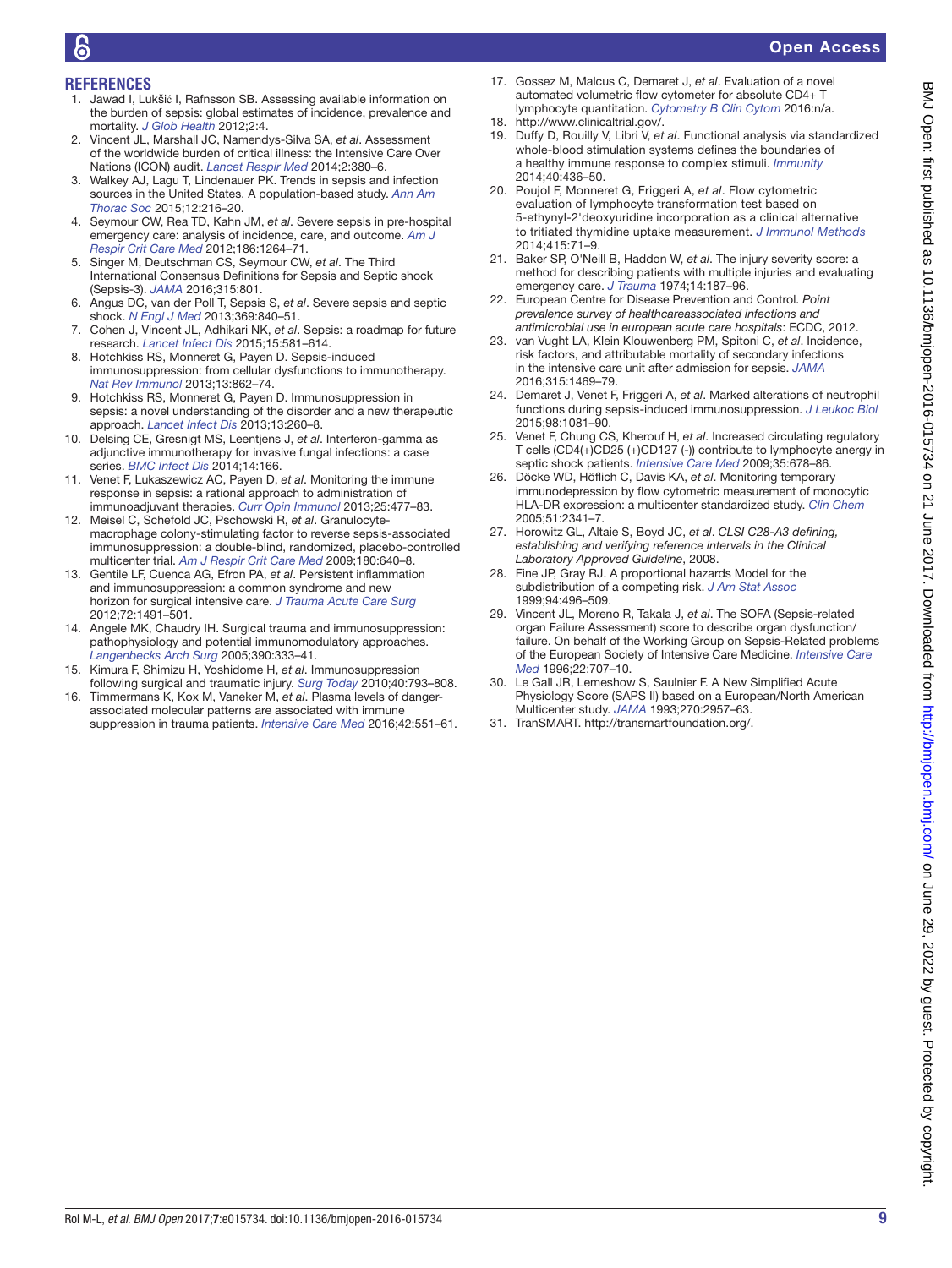## REFERENCES

1. Jawad I, Lukšić I, Rafnsson SB. Assessing available information on the burden of sepsis: global estimates of incidence, prevalence and mortality. *J Glob Health* 2012;2:4.
2. Vincent JL, Marshall JC, Namendys-Silva SA, *et al*. Assessment of the worldwide burden of critical illness: the Intensive Care Over Nations (ICON) audit. *Lancet Respir Med* 2014;2:380–6.
3. Walkey AJ, Lagu T, Lindenauer PK. Trends in sepsis and infection sources in the United States. A population-based study. *Ann Am Thorac Soc* 2015;12:216–20.
4. Seymour CW, Rea TD, Kahn JM, *et al*. Severe sepsis in pre-hospital emergency care: analysis of incidence, care, and outcome. *Am J Respir Crit Care Med* 2012;186:1264–71.
5. Singer M, Deutschman CS, Seymour CW, *et al*. The Third International Consensus Definitions for Sepsis and Septic shock (Sepsis-3). *JAMA* 2016;315:801.
6. Angus DC, van der Poll T, Sepsis S, *et al*. Severe sepsis and septic shock. *N Engl J Med* 2013;369:840–51.
7. Cohen J, Vincent JL, Adhikari NK, *et al*. Sepsis: a roadmap for future research. *Lancet Infect Dis* 2015;15:581–614.
8. Hotchkiss RS, Monneret G, Payen D. Sepsis-induced immunosuppression: from cellular dysfunctions to immunotherapy. *Nat Rev Immunol* 2013;13:862–74.
9. Hotchkiss RS, Monneret G, Payen D. Immunosuppression in sepsis: a novel understanding of the disorder and a new therapeutic approach. *Lancet Infect Dis* 2013;13:260–8.
10. Delsing CE, Gresnigt MS, Leentjens J, *et al*. Interferon-gamma as adjunctive immunotherapy for invasive fungal infections: a case series. *BMC Infect Dis* 2014;14:166.
11. Venet F, Lukaszewicz AC, Payen D, *et al*. Monitoring the immune response in sepsis: a rational approach to administration of immunoadjuvant therapies. *Curr Opin Immunol* 2013;25:477–83.
12. Meisel C, Schefold JC, Pschowski R, *et al*. Granulocyte-macrophage colony-stimulating factor to reverse sepsis-associated immunosuppression: a double-blind, randomized, placebo-controlled multicenter trial. *Am J Respir Crit Care Med* 2009;180:640–8.
13. Gentile LF, Cuenca AG, Efron PA, *et al*. Persistent inflammation and immunosuppression: a common syndrome and new horizon for surgical intensive care. *J Trauma Acute Care Surg* 2012;72:1491–501.
14. Angele MK, Chaudry IH. Surgical trauma and immunosuppression: pathophysiology and potential immunomodulatory approaches. *Langenbecks Arch Surg* 2005;390:333–41.
15. Kimura F, Shimizu H, Yoshidome H, *et al*. Immunosuppression following surgical and traumatic injury. *Surg Today* 2010;40:793–808.
16. Timmermans K, Kox M, Vaneker M, *et al*. Plasma levels of danger-associated molecular patterns are associated with immune suppression in trauma patients. *Intensive Care Med* 2016;42:551–61.
17. Gossez M, Malcus C, Demaret J, *et al*. Evaluation of a novel automated volumetric flow cytometer for absolute CD4+ T lymphocyte quantitation. *Cytometry B Clin Cytom* 2016:n/a.
18. http://www.clinicaltrial.gov/.
19. Duffy D, Rouilly V, Libri V, *et al*. Functional analysis via standardized whole-blood stimulation systems defines the boundaries of a healthy immune response to complex stimuli. *Immunity* 2014;40:436–50.
20. Poujol F, Monneret G, Friggeri A, *et al*. Flow cytometric evaluation of lymphocyte transformation test based on 5-ethynyl-2'deoxyuridine incorporation as a clinical alternative to tritiated thymidine uptake measurement. *J Immunol Methods* 2014;415:71–9.
21. Baker SP, O'Neill B, Haddon W, *et al*. The injury severity score: a method for describing patients with multiple injuries and evaluating emergency care. *J Trauma* 1974;14:187–96.
22. European Centre for Disease Prevention and Control. *Point prevalence survey of healthcareassociated infections and antimicrobial use in european acute care hospitals*: ECDC, 2012.
23. van Vught LA, Klein Klouwenberg PM, Spitoni C, *et al*. Incidence, risk factors, and attributable mortality of secondary infections in the intensive care unit after admission for sepsis. *JAMA* 2016;315:1469–79.
24. Demaret J, Venet F, Friggeri A, *et al*. Marked alterations of neutrophil functions during sepsis-induced immunosuppression. *J Leukoc Biol* 2015;98:1081–90.
25. Venet F, Chung CS, Kherouf H, *et al*. Increased circulating regulatory T cells (CD4(+)CD25 (+)CD127 (-)) contribute to lymphocyte anergy in septic shock patients. *Intensive Care Med* 2009;35:678–86.
26. Döcke WD, Höflich C, Davis KA, *et al*. Monitoring temporary immunodepression by flow cytometric measurement of monocytic HLA-DR expression: a multicenter standardized study. *Clin Chem* 2005;51:2341–7.
27. Horowitz GL, Altaie S, Boyd JC, *et al*. *CLSI C28-A3 defining, establishing and verifying reference intervals in the Clinical Laboratory Approved Guideline*, 2008.
28. Fine JP, Gray RJ. A proportional hazards Model for the subdistribution of a competing risk. *J Am Stat Assoc* 1999;94:496–509.
29. Vincent JL, Moreno R, Takala J, *et al*. The SOFA (Sepsis-related organ Failure Assessment) score to describe organ dysfunction/failure. On behalf of the Working Group on Sepsis-Related problems of the European Society of Intensive Care Medicine. *Intensive Care Med* 1996;22:707–10.
30. Le Gall JR, Lemeshow S, Saulnier F. A New Simplified Acute Physiology Score (SAPS II) based on a European/North American Multicenter study. *JAMA* 1993;270:2957–63.
31. TranSMART. http://transmartfoundation.org/.